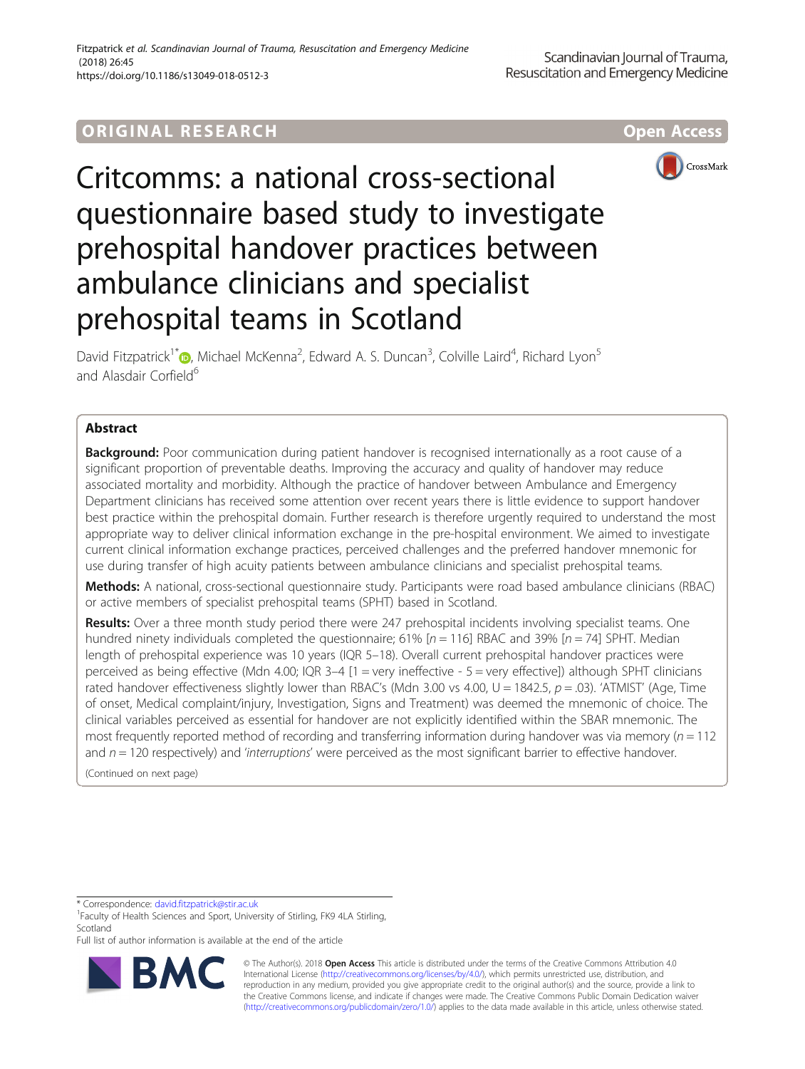ORIGINAL RESEARCH

Open Access

# Critcomms: a national cross-sectional questionnaire based study to investigate prehospital handover practices between ambulance clinicians and specialist prehospital teams in Scotland

David Fitzpatrick[1*], Michael McKenna[2], Edward A. S. Duncan[3], Colville Laird[4], Richard Lyon[5] and Alasdair Corfield[6]

## Abstract

**Background:** Poor communication during patient handover is recognised internationally as a root cause of a significant proportion of preventable deaths. Improving the accuracy and quality of handover may reduce associated mortality and morbidity. Although the practice of handover between Ambulance and Emergency Department clinicians has received some attention over recent years there is little evidence to support handover best practice within the prehospital domain. Further research is therefore urgently required to understand the most appropriate way to deliver clinical information exchange in the pre-hospital environment. We aimed to investigate current clinical information exchange practices, perceived challenges and the preferred handover mnemonic for use during transfer of high acuity patients between ambulance clinicians and specialist prehospital teams.

**Methods:** A national, cross-sectional questionnaire study. Participants were road based ambulance clinicians (RBAC) or active members of specialist prehospital teams (SPHT) based in Scotland.

**Results:** Over a three month study period there were 247 prehospital incidents involving specialist teams. One hundred ninety individuals completed the questionnaire; 61% [n = 116] RBAC and 39% [n = 74] SPHT. Median length of prehospital experience was 10 years (IQR 5–18). Overall current prehospital handover practices were perceived as being effective (Mdn 4.00; IQR 3–4 [1 = very ineffective - 5 = very effective]) although SPHT clinicians rated handover effectiveness slightly lower than RBAC's (Mdn 3.00 vs 4.00, U = 1842.5, p = .03). 'ATMIST' (Age, Time of onset, Medical complaint/injury, Investigation, Signs and Treatment) was deemed the mnemonic of choice. The clinical variables perceived as essential for handover are not explicitly identified within the SBAR mnemonic. The most frequently reported method of recording and transferring information during handover was via memory (n = 112 and n = 120 respectively) and '*interruptions*' were perceived as the most significant barrier to effective handover.

(Continued on next page)

---

* Correspondence: david.fitzpatrick@stir.ac.uk
[1]Faculty of Health Sciences and Sport, University of Stirling, FK9 4LA Stirling, Scotland
Full list of author information is available at the end of the article

© The Author(s). 2018 **Open Access** This article is distributed under the terms of the Creative Commons Attribution 4.0 International License (http://creativecommons.org/licenses/by/4.0/), which permits unrestricted use, distribution, and reproduction in any medium, provided you give appropriate credit to the original author(s) and the source, provide a link to the Creative Commons license, and indicate if changes were made. The Creative Commons Public Domain Dedication waiver (http://creativecommons.org/publicdomain/zero/1.0/) applies to the data made available in this article, unless otherwise stated.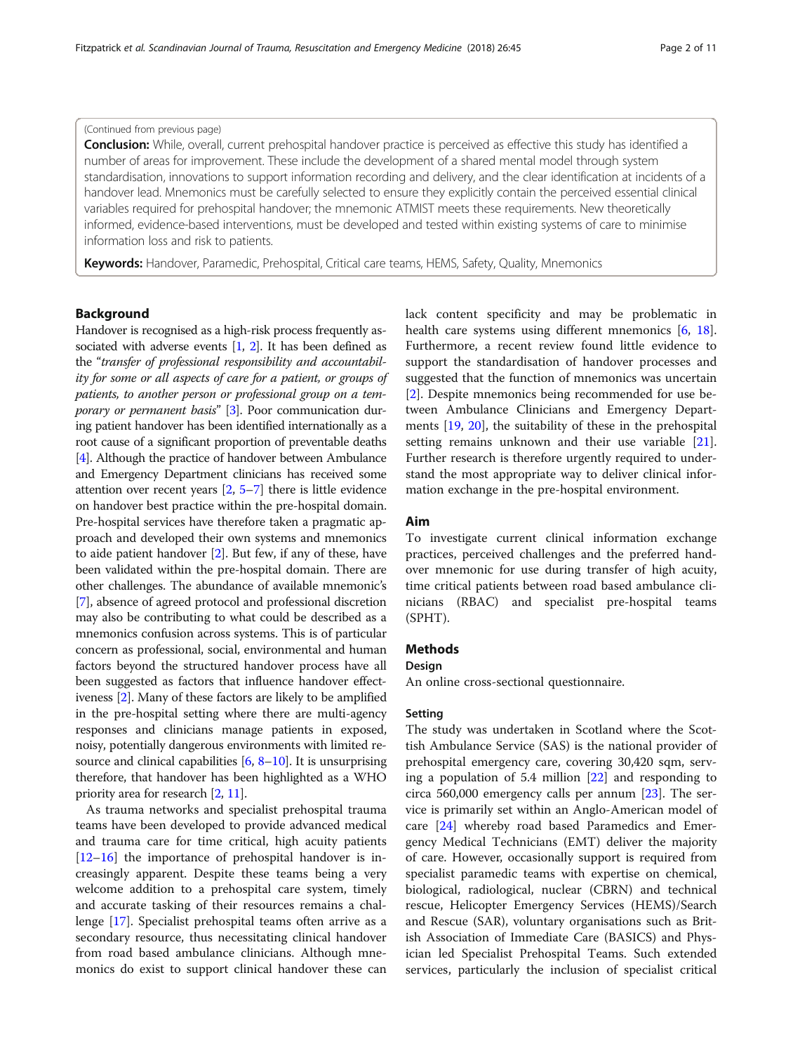(Continued from previous page)

**Conclusion:** While, overall, current prehospital handover practice is perceived as effective this study has identified a number of areas for improvement. These include the development of a shared mental model through system standardisation, innovations to support information recording and delivery, and the clear identification at incidents of a handover lead. Mnemonics must be carefully selected to ensure they explicitly contain the perceived essential clinical variables required for prehospital handover; the mnemonic ATMIST meets these requirements. New theoretically informed, evidence-based interventions, must be developed and tested within existing systems of care to minimise information loss and risk to patients.

**Keywords:** Handover, Paramedic, Prehospital, Critical care teams, HEMS, Safety, Quality, Mnemonics

## Background

Handover is recognised as a high-risk process frequently associated with adverse events [1, 2]. It has been defined as the "*transfer of professional responsibility and accountability for some or all aspects of care for a patient, or groups of patients, to another person or professional group on a temporary or permanent basis*" [3]. Poor communication during patient handover has been identified internationally as a root cause of a significant proportion of preventable deaths [4]. Although the practice of handover between Ambulance and Emergency Department clinicians has received some attention over recent years [2, 5–7] there is little evidence on handover best practice within the pre-hospital domain. Pre-hospital services have therefore taken a pragmatic approach and developed their own systems and mnemonics to aide patient handover [2]. But few, if any of these, have been validated within the pre-hospital domain. There are other challenges. The abundance of available mnemonic's [7], absence of agreed protocol and professional discretion may also be contributing to what could be described as a mnemonics confusion across systems. This is of particular concern as professional, social, environmental and human factors beyond the structured handover process have all been suggested as factors that influence handover effectiveness [2]. Many of these factors are likely to be amplified in the pre-hospital setting where there are multi-agency responses and clinicians manage patients in exposed, noisy, potentially dangerous environments with limited resource and clinical capabilities [6, 8–10]. It is unsurprising therefore, that handover has been highlighted as a WHO priority area for research [2, 11].

As trauma networks and specialist prehospital trauma teams have been developed to provide advanced medical and trauma care for time critical, high acuity patients [12–16] the importance of prehospital handover is increasingly apparent. Despite these teams being a very welcome addition to a prehospital care system, timely and accurate tasking of their resources remains a challenge [17]. Specialist prehospital teams often arrive as a secondary resource, thus necessitating clinical handover from road based ambulance clinicians. Although mnemonics do exist to support clinical handover these can lack content specificity and may be problematic in health care systems using different mnemonics [6, 18]. Furthermore, a recent review found little evidence to support the standardisation of handover processes and suggested that the function of mnemonics was uncertain [2]. Despite mnemonics being recommended for use between Ambulance Clinicians and Emergency Departments [19, 20], the suitability of these in the prehospital setting remains unknown and their use variable [21]. Further research is therefore urgently required to understand the most appropriate way to deliver clinical information exchange in the pre-hospital environment.

## Aim

To investigate current clinical information exchange practices, perceived challenges and the preferred handover mnemonic for use during transfer of high acuity, time critical patients between road based ambulance clinicians (RBAC) and specialist pre-hospital teams (SPHT).

## Methods

### Design

An online cross-sectional questionnaire.

### Setting

The study was undertaken in Scotland where the Scottish Ambulance Service (SAS) is the national provider of prehospital emergency care, covering 30,420 sqm, serving a population of 5.4 million [22] and responding to circa 560,000 emergency calls per annum [23]. The service is primarily set within an Anglo-American model of care [24] whereby road based Paramedics and Emergency Medical Technicians (EMT) deliver the majority of care. However, occasionally support is required from specialist paramedic teams with expertise on chemical, biological, radiological, nuclear (CBRN) and technical rescue, Helicopter Emergency Services (HEMS)/Search and Rescue (SAR), voluntary organisations such as British Association of Immediate Care (BASICS) and Physician led Specialist Prehospital Teams. Such extended services, particularly the inclusion of specialist critical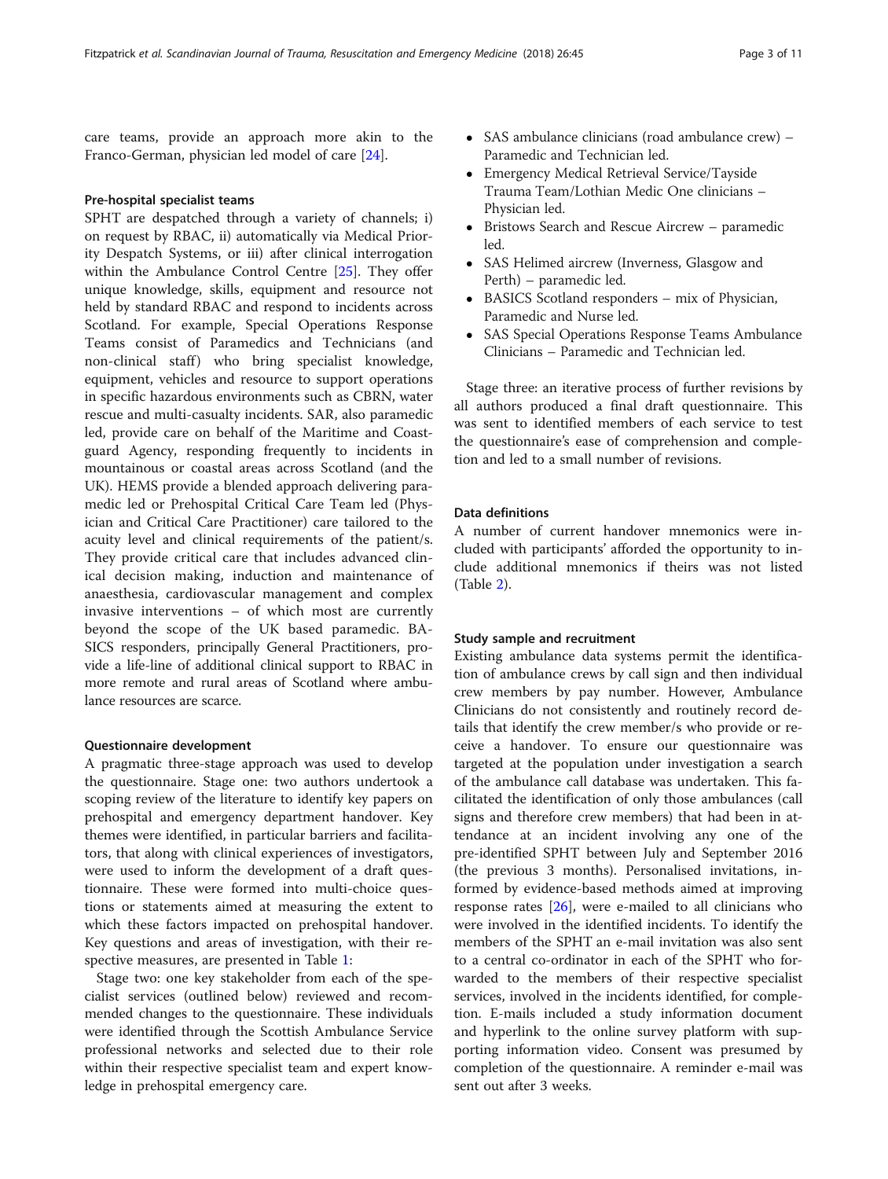care teams, provide an approach more akin to the Franco-German, physician led model of care [24].

### Pre-hospital specialist teams

SPHT are despatched through a variety of channels; i) on request by RBAC, ii) automatically via Medical Priority Despatch Systems, or iii) after clinical interrogation within the Ambulance Control Centre [25]. They offer unique knowledge, skills, equipment and resource not held by standard RBAC and respond to incidents across Scotland. For example, Special Operations Response Teams consist of Paramedics and Technicians (and non-clinical staff) who bring specialist knowledge, equipment, vehicles and resource to support operations in specific hazardous environments such as CBRN, water rescue and multi-casualty incidents. SAR, also paramedic led, provide care on behalf of the Maritime and Coastguard Agency, responding frequently to incidents in mountainous or coastal areas across Scotland (and the UK). HEMS provide a blended approach delivering paramedic led or Prehospital Critical Care Team led (Physician and Critical Care Practitioner) care tailored to the acuity level and clinical requirements of the patient/s. They provide critical care that includes advanced clinical decision making, induction and maintenance of anaesthesia, cardiovascular management and complex invasive interventions – of which most are currently beyond the scope of the UK based paramedic. BASICS responders, principally General Practitioners, provide a life-line of additional clinical support to RBAC in more remote and rural areas of Scotland where ambulance resources are scarce.

### Questionnaire development

A pragmatic three-stage approach was used to develop the questionnaire. Stage one: two authors undertook a scoping review of the literature to identify key papers on prehospital and emergency department handover. Key themes were identified, in particular barriers and facilitators, that along with clinical experiences of investigators, were used to inform the development of a draft questionnaire. These were formed into multi-choice questions or statements aimed at measuring the extent to which these factors impacted on prehospital handover. Key questions and areas of investigation, with their respective measures, are presented in Table 1:

Stage two: one key stakeholder from each of the specialist services (outlined below) reviewed and recommended changes to the questionnaire. These individuals were identified through the Scottish Ambulance Service professional networks and selected due to their role within their respective specialist team and expert knowledge in prehospital emergency care.

- SAS ambulance clinicians (road ambulance crew) – Paramedic and Technician led.
- Emergency Medical Retrieval Service/Tayside Trauma Team/Lothian Medic One clinicians – Physician led.
- Bristows Search and Rescue Aircrew – paramedic led.
- SAS Helimed aircrew (Inverness, Glasgow and Perth) – paramedic led.
- BASICS Scotland responders – mix of Physician, Paramedic and Nurse led.
- SAS Special Operations Response Teams Ambulance Clinicians – Paramedic and Technician led.

Stage three: an iterative process of further revisions by all authors produced a final draft questionnaire. This was sent to identified members of each service to test the questionnaire's ease of comprehension and completion and led to a small number of revisions.

### Data definitions

A number of current handover mnemonics were included with participants' afforded the opportunity to include additional mnemonics if theirs was not listed (Table 2).

### Study sample and recruitment

Existing ambulance data systems permit the identification of ambulance crews by call sign and then individual crew members by pay number. However, Ambulance Clinicians do not consistently and routinely record details that identify the crew member/s who provide or receive a handover. To ensure our questionnaire was targeted at the population under investigation a search of the ambulance call database was undertaken. This facilitated the identification of only those ambulances (call signs and therefore crew members) that had been in attendance at an incident involving any one of the pre-identified SPHT between July and September 2016 (the previous 3 months). Personalised invitations, informed by evidence-based methods aimed at improving response rates [26], were e-mailed to all clinicians who were involved in the identified incidents. To identify the members of the SPHT an e-mail invitation was also sent to a central co-ordinator in each of the SPHT who forwarded to the members of their respective specialist services, involved in the incidents identified, for completion. E-mails included a study information document and hyperlink to the online survey platform with supporting information video. Consent was presumed by completion of the questionnaire. A reminder e-mail was sent out after 3 weeks.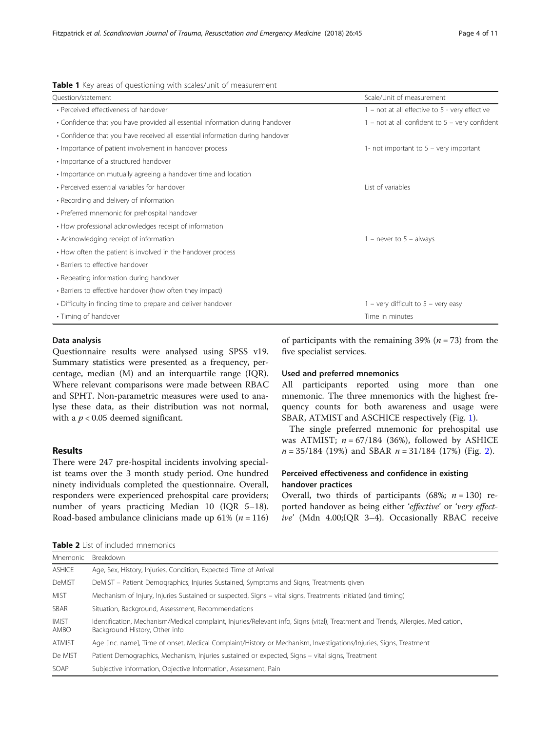**Table 1** Key areas of questioning with scales/unit of measurement

| Question/statement | Scale/Unit of measurement |
|---|---|
| • Perceived effectiveness of handover | 1 – not at all effective to 5 - very effective |
| • Confidence that you have provided all essential information during handover | 1 – not at all confident to 5 – very confident |
| • Confidence that you have received all essential information during handover | |
| • Importance of patient involvement in handover process | 1- not important to 5 – very important |
| • Importance of a structured handover | |
| • Importance on mutually agreeing a handover time and location | |
| • Perceived essential variables for handover | List of variables |
| • Recording and delivery of information | |
| • Preferred mnemonic for prehospital handover | |
| • How professional acknowledges receipt of information | |
| • Acknowledging receipt of information | 1 – never to 5 – always |
| • How often the patient is involved in the handover process | |
| • Barriers to effective handover | |
| • Repeating information during handover | |
| • Barriers to effective handover (how often they impact) | |
| • Difficulty in finding time to prepare and deliver handover | 1 – very difficult to 5 – very easy |
| • Timing of handover | Time in minutes |

### Data analysis

Questionnaire results were analysed using SPSS v19. Summary statistics were presented as a frequency, percentage, median (M) and an interquartile range (IQR). Where relevant comparisons were made between RBAC and SPHT. Non-parametric measures were used to analyse these data, as their distribution was not normal, with a $p < 0.05$ deemed significant.

## Results

There were 247 pre-hospital incidents involving specialist teams over the 3 month study period. One hundred ninety individuals completed the questionnaire. Overall, responders were experienced prehospital care providers; number of years practicing Median 10 (IQR 5–18). Road-based ambulance clinicians made up 61% ($n = 116$) of participants with the remaining 39% ($n = 73$) from the five specialist services.

### Used and preferred mnemonics

All participants reported using more than one mnemonic. The three mnemonics with the highest frequency counts for both awareness and usage were SBAR, ATMIST and ASCHICE respectively (Fig. 1).

The single preferred mnemonic for prehospital use was ATMIST; $n = 67/184$ (36%), followed by ASHICE $n = 35/184$ (19%) and SBAR $n = 31/184$ (17%) (Fig. 2).

### Perceived effectiveness and confidence in existing handover practices

Overall, two thirds of participants (68%; $n = 130$) reported handover as being either '*effective*' or '*very effective*' (Mdn 4.00;IQR 3–4). Occasionally RBAC receive

**Table 2** List of included mnemonics

| Mnemonic | Breakdown |
|---|---|
| ASHICE | Age, Sex, History, Injuries, Condition, Expected Time of Arrival |
| DeMIST | DeMIST – Patient Demographics, Injuries Sustained, Symptoms and Signs, Treatments given |
| MIST | Mechanism of Injury, Injuries Sustained or suspected, Signs – vital signs, Treatments initiated (and timing) |
| SBAR | Situation, Background, Assessment, Recommendations |
| IMIST AMBO | Identification, Mechanism/Medical complaint, Injuries/Relevant info, Signs (vital), Treatment and Trends, Allergies, Medication, Background History, Other info |
| ATMIST | Age [inc. name], Time of onset, Medical Complaint/History or Mechanism, Investigations/Injuries, Signs, Treatment |
| De MIST | Patient Demographics, Mechanism, Injuries sustained or expected, Signs – vital signs, Treatment |
| SOAP | Subjective information, Objective Information, Assessment, Pain |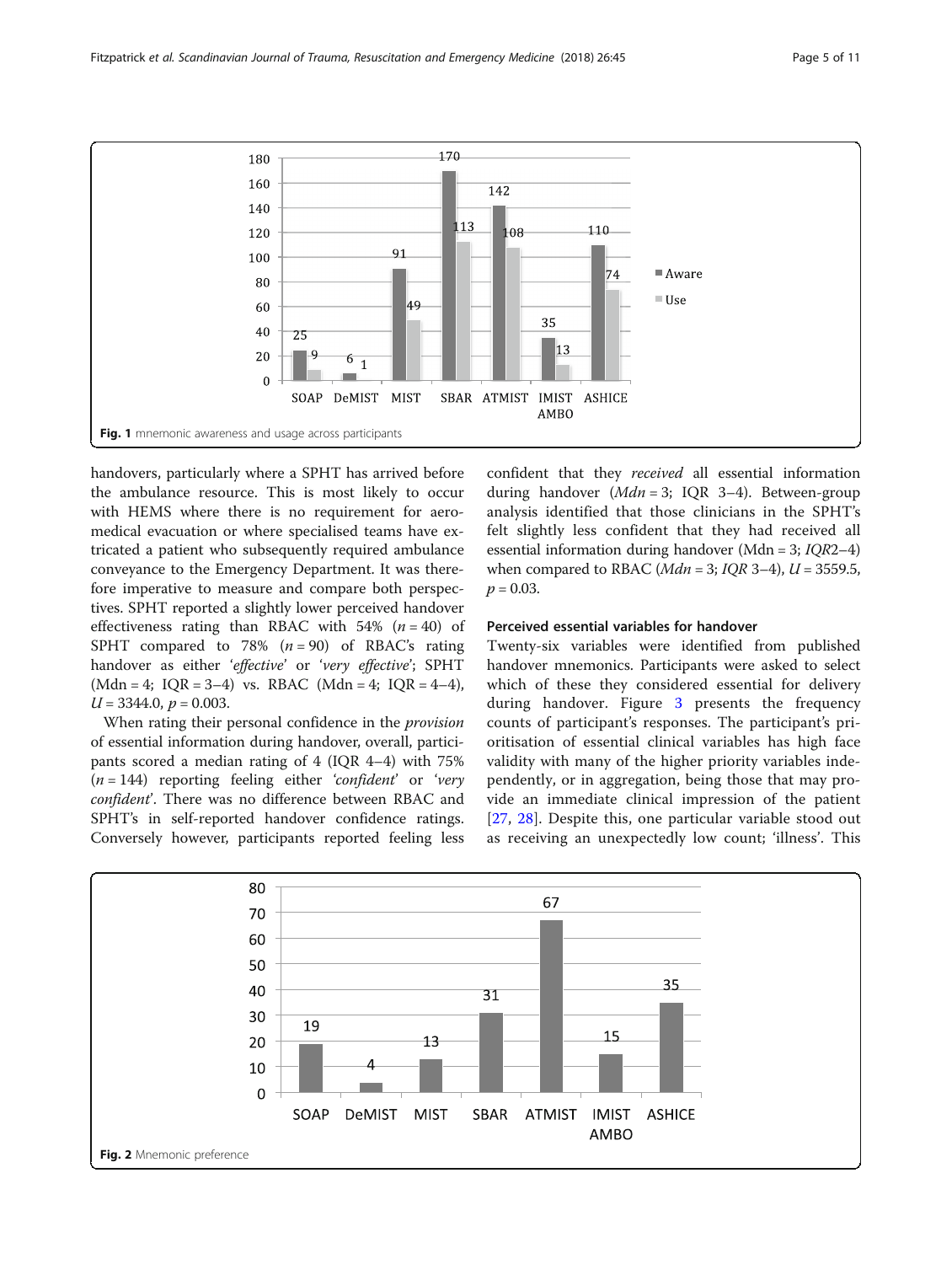Fig. 1 mnemonic awareness and usage across participants

handovers, particularly where a SPHT has arrived before the ambulance resource. This is most likely to occur with HEMS where there is no requirement for aeromedical evacuation or where specialised teams have extricated a patient who subsequently required ambulance conveyance to the Emergency Department. It was therefore imperative to measure and compare both perspectives. SPHT reported a slightly lower perceived handover effectiveness rating than RBAC with 54% ($n = 40$) of SPHT compared to 78% ($n = 90$) of RBAC's rating handover as either '*effective*' or '*very effective*'; SPHT (Mdn = 4; IQR = 3–4) vs. RBAC (Mdn = 4; IQR = 4–4), $U = 3344.0$, $p = 0.003$.

When rating their personal confidence in the *provision* of essential information during handover, overall, participants scored a median rating of 4 (IQR 4–4) with 75% ($n = 144$) reporting feeling either '*confident*' or '*very confident*'. There was no difference between RBAC and SPHT's in self-reported handover confidence ratings. Conversely however, participants reported feeling less confident that they *received* all essential information during handover (*Mdn* = 3; IQR 3–4). Between-group analysis identified that those clinicians in the SPHT's felt slightly less confident that they had received all essential information during handover (Mdn = 3; *IQR*2–4) when compared to RBAC (*Mdn* = 3; *IQR* 3–4), $U = 3559.5$, $p = 0.03$.

### Perceived essential variables for handover

Twenty-six variables were identified from published handover mnemonics. Participants were asked to select which of these they considered essential for delivery during handover. Figure 3 presents the frequency counts of participant's responses. The participant's prioritisation of essential clinical variables has high face validity with many of the higher priority variables independently, or in aggregation, being those that may provide an immediate clinical impression of the patient [27, 28]. Despite this, one particular variable stood out as receiving an unexpectedly low count; 'illness'. This

Fig. 2 Mnemonic preference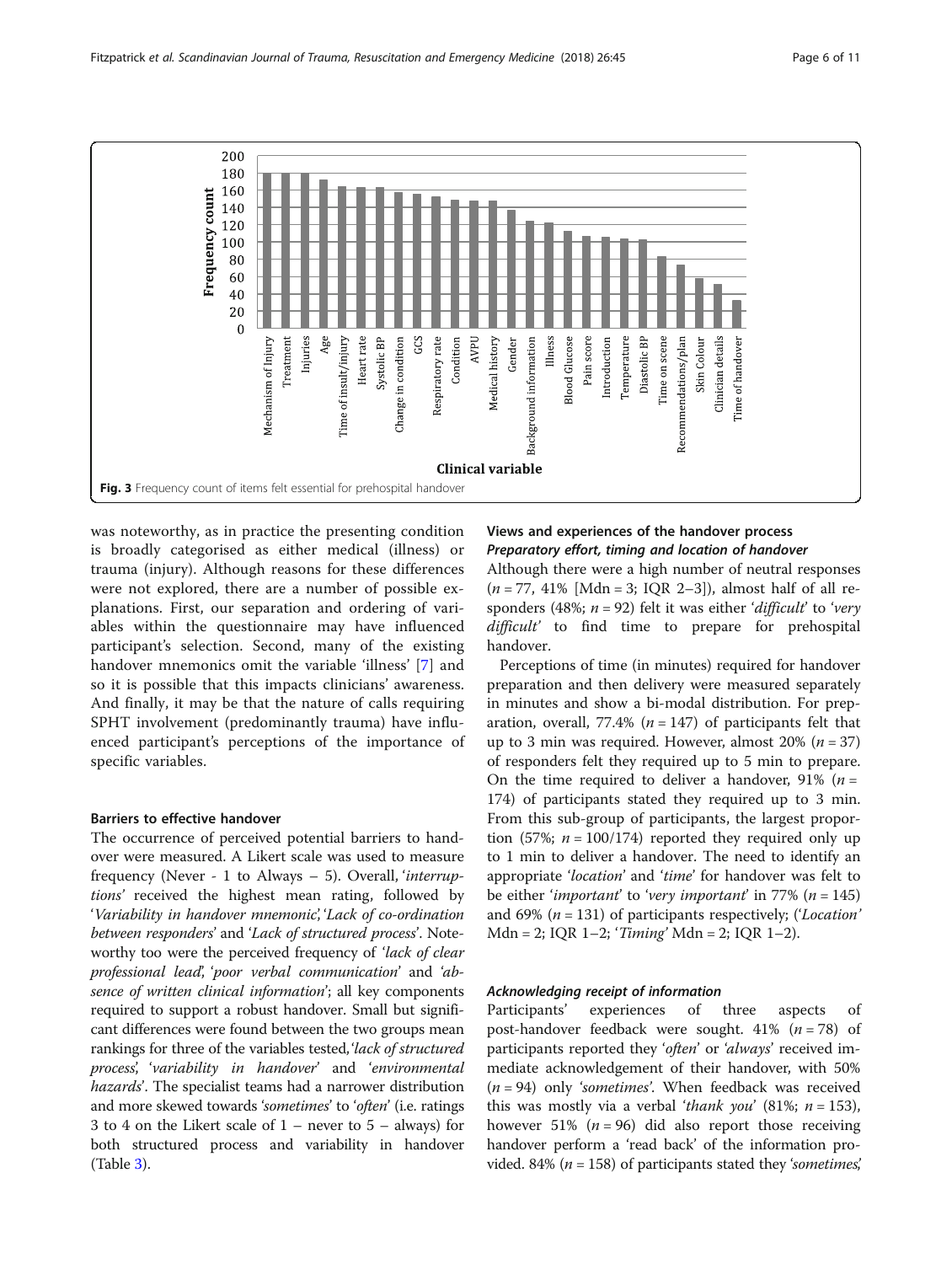Fig. 3 Frequency count of items felt essential for prehospital handover

was noteworthy, as in practice the presenting condition is broadly categorised as either medical (illness) or trauma (injury). Although reasons for these differences were not explored, there are a number of possible explanations. First, our separation and ordering of variables within the questionnaire may have influenced participant's selection. Second, many of the existing handover mnemonics omit the variable 'illness' [7] and so it is possible that this impacts clinicians' awareness. And finally, it may be that the nature of calls requiring SPHT involvement (predominantly trauma) have influenced participant's perceptions of the importance of specific variables.

### Barriers to effective handover

The occurrence of perceived potential barriers to handover were measured. A Likert scale was used to measure frequency (Never - 1 to Always – 5). Overall, '*interruptions*' received the highest mean rating, followed by '*Variability in handover mnemonic*', '*Lack of co-ordination between responders*' and '*Lack of structured process*'. Noteworthy too were the perceived frequency of '*lack of clear professional lead*', '*poor verbal communication*' and '*absence of written clinical information*'; all key components required to support a robust handover. Small but significant differences were found between the two groups mean rankings for three of the variables tested, '*lack of structured process*', '*variability in handover*' and '*environmental hazards*'. The specialist teams had a narrower distribution and more skewed towards '*sometimes*' to '*often*' (i.e. ratings 3 to 4 on the Likert scale of 1 – never to 5 – always) for both structured process and variability in handover (Table 3).

### Views and experiences of the handover process

#### *Preparatory effort, timing and location of handover*

Although there were a high number of neutral responses ($n = 77$, 41% [Mdn = 3; IQR 2–3]), almost half of all responders (48%; $n = 92$) felt it was either '*difficult*' to '*very difficult*' to find time to prepare for prehospital handover.

Perceptions of time (in minutes) required for handover preparation and then delivery were measured separately in minutes and show a bi-modal distribution. For preparation, overall, 77.4% ($n = 147$) of participants felt that up to 3 min was required. However, almost 20% ($n = 37$) of responders felt they required up to 5 min to prepare. On the time required to deliver a handover, 91% ($n = 174$) of participants stated they required up to 3 min. From this sub-group of participants, the largest proportion (57%; $n = 100/174$) reported they required only up to 1 min to deliver a handover. The need to identify an appropriate '*location*' and '*time*' for handover was felt to be either '*important*' to '*very important*' in 77% ($n = 145$) and 69% ($n = 131$) of participants respectively; ('*Location*' Mdn = 2; IQR 1–2; '*Timing*' Mdn = 2; IQR 1–2).

#### *Acknowledging receipt of information*

Participants' experiences of three aspects of post-handover feedback were sought. 41% ($n = 78$) of participants reported they '*often*' or '*always*' received immediate acknowledgement of their handover, with 50% ($n = 94$) only '*sometimes*'. When feedback was received this was mostly via a verbal '*thank you*' (81%; $n = 153$), however 51% ($n = 96$) did also report those receiving handover perform a 'read back' of the information provided. 84% ($n = 158$) of participants stated they '*sometimes*',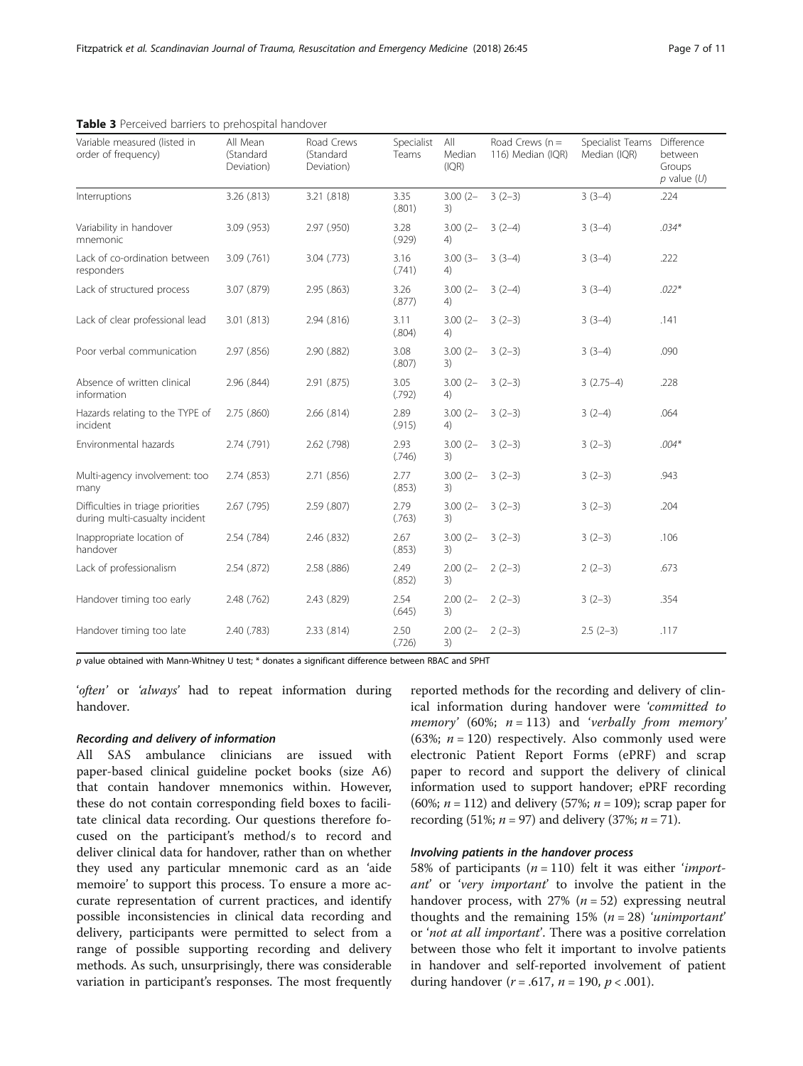**Table 3** Perceived barriers to prehospital handover

| Variable measured (listed in order of frequency) | All Mean (Standard Deviation) | Road Crews (Standard Deviation) | Specialist Teams | All Median (IQR) | Road Crews (n = 116) Median (IQR) | Specialist Teams Median (IQR) | Difference between Groups p value (U) |
|---|---|---|---|---|---|---|---|
| Interruptions | 3.26 (.813) | 3.21 (.818) | 3.35 (.801) | 3.00 (2–3) | 3 (2–3) | 3 (3–4) | .224 |
| Variability in handover mnemonic | 3.09 (.953) | 2.97 (.950) | 3.28 (.929) | 3.00 (2–4) | 3 (2–4) | 3 (3–4) | .034* |
| Lack of co-ordination between responders | 3.09 (.761) | 3.04 (.773) | 3.16 (.741) | 3.00 (3–4) | 3 (3–4) | 3 (3–4) | .222 |
| Lack of structured process | 3.07 (.879) | 2.95 (.863) | 3.26 (.877) | 3.00 (2–4) | 3 (2–4) | 3 (3–4) | .022* |
| Lack of clear professional lead | 3.01 (.813) | 2.94 (.816) | 3.11 (.804) | 3.00 (2–4) | 3 (2–3) | 3 (3–4) | .141 |
| Poor verbal communication | 2.97 (.856) | 2.90 (.882) | 3.08 (.807) | 3.00 (2–3) | 3 (2–3) | 3 (3–4) | .090 |
| Absence of written clinical information | 2.96 (.844) | 2.91 (.875) | 3.05 (.792) | 3.00 (2–4) | 3 (2–3) | 3 (2.75–4) | .228 |
| Hazards relating to the TYPE of incident | 2.75 (.860) | 2.66 (.814) | 2.89 (.915) | 3.00 (2–4) | 3 (2–3) | 3 (2–4) | .064 |
| Environmental hazards | 2.74 (.791) | 2.62 (.798) | 2.93 (.746) | 3.00 (2–3) | 3 (2–3) | 3 (2–3) | .004* |
| Multi-agency involvement: too many | 2.74 (.853) | 2.71 (.856) | 2.77 (.853) | 3.00 (2–3) | 3 (2–3) | 3 (2–3) | .943 |
| Difficulties in triage priorities during multi-casualty incident | 2.67 (.795) | 2.59 (.807) | 2.79 (.763) | 3.00 (2–3) | 3 (2–3) | 3 (2–3) | .204 |
| Inappropriate location of handover | 2.54 (.784) | 2.46 (.832) | 2.67 (.853) | 3.00 (2–3) | 3 (2–3) | 3 (2–3) | .106 |
| Lack of professionalism | 2.54 (.872) | 2.58 (.886) | 2.49 (.852) | 2.00 (2–3) | 2 (2–3) | 2 (2–3) | .673 |
| Handover timing too early | 2.48 (.762) | 2.43 (.829) | 2.54 (.645) | 2.00 (2–3) | 2 (2–3) | 3 (2–3) | .354 |
| Handover timing too late | 2.40 (.783) | 2.33 (.814) | 2.50 (.726) | 2.00 (2–3) | 2 (2–3) | 2.5 (2–3) | .117 |

*p* value obtained with Mann-Whitney U test; * donates a significant difference between RBAC and SPHT

'*often*' or '*always*' had to repeat information during handover.

#### *Recording and delivery of information*

All SAS ambulance clinicians are issued with paper-based clinical guideline pocket books (size A6) that contain handover mnemonics within. However, these do not contain corresponding field boxes to facilitate clinical data recording. Our questions therefore focused on the participant's method/s to record and deliver clinical data for handover, rather than on whether they used any particular mnemonic card as an 'aide memoire' to support this process. To ensure a more accurate representation of current practices, and identify possible inconsistencies in clinical data recording and delivery, participants were permitted to select from a range of possible supporting recording and delivery methods. As such, unsurprisingly, there was considerable variation in participant's responses. The most frequently reported methods for the recording and delivery of clinical information during handover were '*committed to memory*' (60%; $n = 113$) and '*verbally from memory*' (63%; $n = 120$) respectively. Also commonly used were electronic Patient Report Forms (ePRF) and scrap paper to record and support the delivery of clinical information used to support handover; ePRF recording (60%; $n = 112$) and delivery (57%; $n = 109$); scrap paper for recording (51%; $n = 97$) and delivery (37%; $n = 71$).

#### *Involving patients in the handover process*

58% of participants ($n = 110$) felt it was either '*important*' or '*very important*' to involve the patient in the handover process, with 27% ($n = 52$) expressing neutral thoughts and the remaining 15% ($n = 28$) '*unimportant*' or '*not at all important*'. There was a positive correlation between those who felt it important to involve patients in handover and self-reported involvement of patient during handover ($r = .617$, $n = 190$, $p < .001$).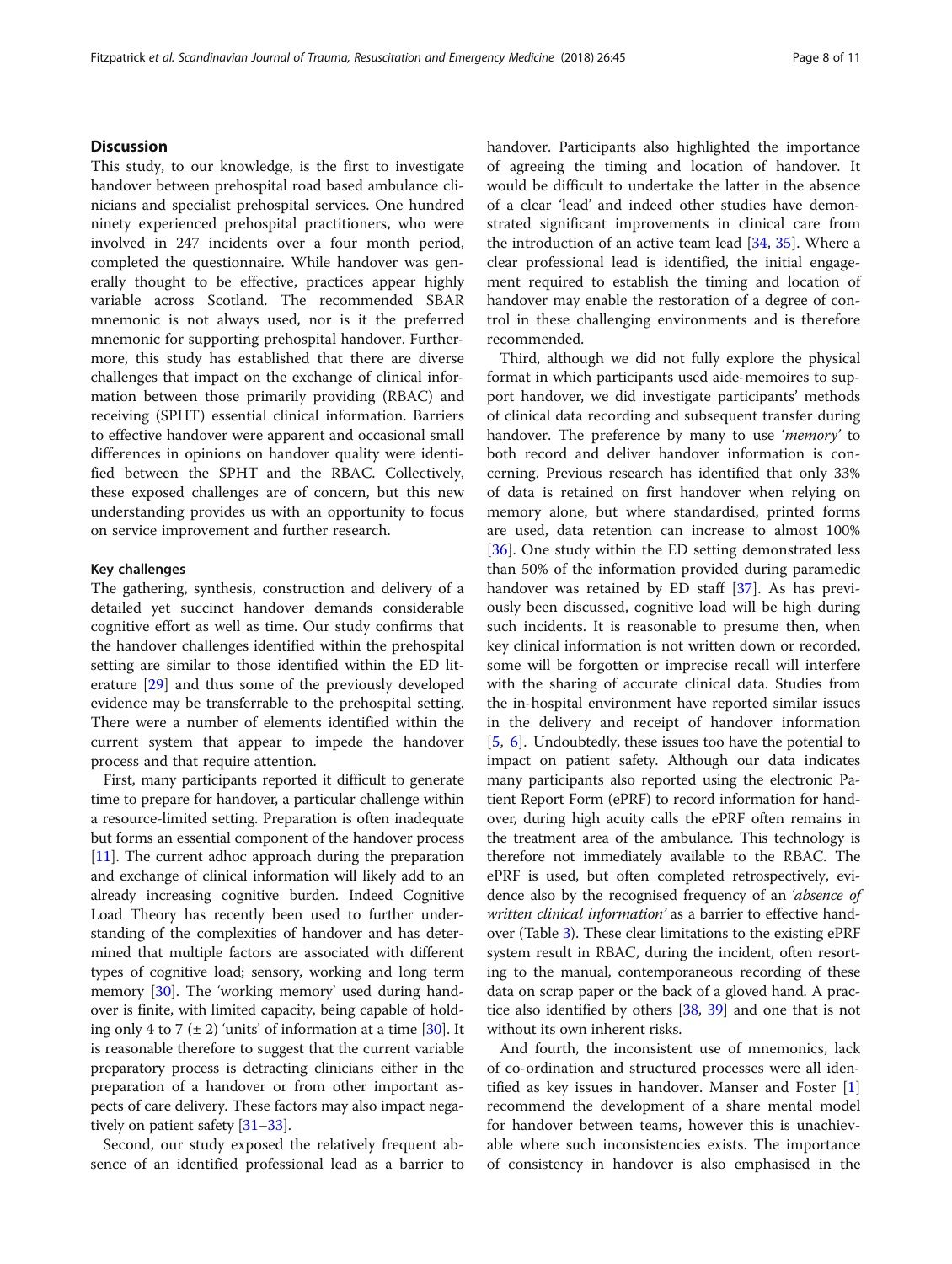## Discussion

This study, to our knowledge, is the first to investigate handover between prehospital road based ambulance clinicians and specialist prehospital services. One hundred ninety experienced prehospital practitioners, who were involved in 247 incidents over a four month period, completed the questionnaire. While handover was generally thought to be effective, practices appear highly variable across Scotland. The recommended SBAR mnemonic is not always used, nor is it the preferred mnemonic for supporting prehospital handover. Furthermore, this study has established that there are diverse challenges that impact on the exchange of clinical information between those primarily providing (RBAC) and receiving (SPHT) essential clinical information. Barriers to effective handover were apparent and occasional small differences in opinions on handover quality were identified between the SPHT and the RBAC. Collectively, these exposed challenges are of concern, but this new understanding provides us with an opportunity to focus on service improvement and further research.

### Key challenges

The gathering, synthesis, construction and delivery of a detailed yet succinct handover demands considerable cognitive effort as well as time. Our study confirms that the handover challenges identified within the prehospital setting are similar to those identified within the ED literature [29] and thus some of the previously developed evidence may be transferrable to the prehospital setting. There were a number of elements identified within the current system that appear to impede the handover process and that require attention.

First, many participants reported it difficult to generate time to prepare for handover, a particular challenge within a resource-limited setting. Preparation is often inadequate but forms an essential component of the handover process [11]. The current adhoc approach during the preparation and exchange of clinical information will likely add to an already increasing cognitive burden. Indeed Cognitive Load Theory has recently been used to further understanding of the complexities of handover and has determined that multiple factors are associated with different types of cognitive load; sensory, working and long term memory [30]. The 'working memory' used during handover is finite, with limited capacity, being capable of holding only 4 to 7 (± 2) 'units' of information at a time [30]. It is reasonable therefore to suggest that the current variable preparatory process is detracting clinicians either in the preparation of a handover or from other important aspects of care delivery. These factors may also impact negatively on patient safety [31–33].

Second, our study exposed the relatively frequent absence of an identified professional lead as a barrier to handover. Participants also highlighted the importance of agreeing the timing and location of handover. It would be difficult to undertake the latter in the absence of a clear 'lead' and indeed other studies have demonstrated significant improvements in clinical care from the introduction of an active team lead [34, 35]. Where a clear professional lead is identified, the initial engagement required to establish the timing and location of handover may enable the restoration of a degree of control in these challenging environments and is therefore recommended.

Third, although we did not fully explore the physical format in which participants used aide-memoires to support handover, we did investigate participants' methods of clinical data recording and subsequent transfer during handover. The preference by many to use '*memory*' to both record and deliver handover information is concerning. Previous research has identified that only 33% of data is retained on first handover when relying on memory alone, but where standardised, printed forms are used, data retention can increase to almost 100% [36]. One study within the ED setting demonstrated less than 50% of the information provided during paramedic handover was retained by ED staff [37]. As has previously been discussed, cognitive load will be high during such incidents. It is reasonable to presume then, when key clinical information is not written down or recorded, some will be forgotten or imprecise recall will interfere with the sharing of accurate clinical data. Studies from the in-hospital environment have reported similar issues in the delivery and receipt of handover information [5, 6]. Undoubtedly, these issues too have the potential to impact on patient safety. Although our data indicates many participants also reported using the electronic Patient Report Form (ePRF) to record information for handover, during high acuity calls the ePRF often remains in the treatment area of the ambulance. This technology is therefore not immediately available to the RBAC. The ePRF is used, but often completed retrospectively, evidence also by the recognised frequency of an '*absence of written clinical information*' as a barrier to effective handover (Table 3). These clear limitations to the existing ePRF system result in RBAC, during the incident, often resorting to the manual, contemporaneous recording of these data on scrap paper or the back of a gloved hand. A practice also identified by others [38, 39] and one that is not without its own inherent risks.

And fourth, the inconsistent use of mnemonics, lack of co-ordination and structured processes were all identified as key issues in handover. Manser and Foster [1] recommend the development of a share mental model for handover between teams, however this is unachievable where such inconsistencies exists. The importance of consistency in handover is also emphasised in the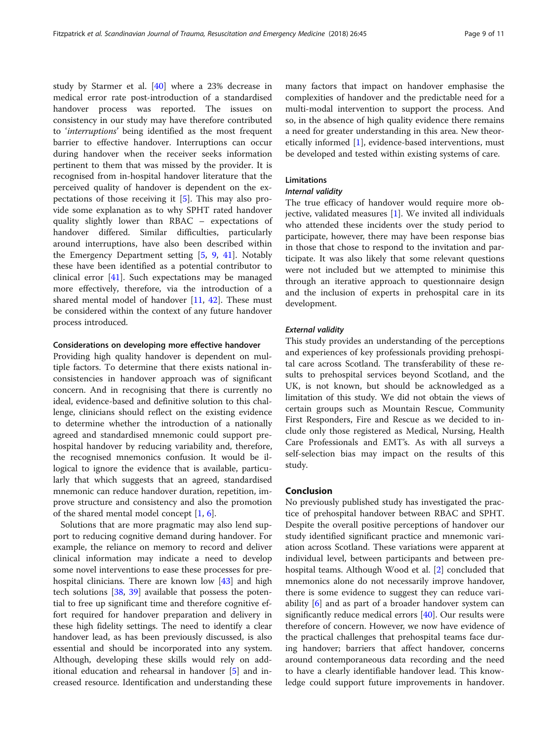study by Starmer et al. [40] where a 23% decrease in medical error rate post-introduction of a standardised handover process was reported. The issues on consistency in our study may have therefore contributed to '*interruptions*' being identified as the most frequent barrier to effective handover. Interruptions can occur during handover when the receiver seeks information pertinent to them that was missed by the provider. It is recognised from in-hospital handover literature that the perceived quality of handover is dependent on the expectations of those receiving it [5]. This may also provide some explanation as to why SPHT rated handover quality slightly lower than RBAC – expectations of handover differed. Similar difficulties, particularly around interruptions, have also been described within the Emergency Department setting [5, 9, 41]. Notably these have been identified as a potential contributor to clinical error [41]. Such expectations may be managed more effectively, therefore, via the introduction of a shared mental model of handover [11, 42]. These must be considered within the context of any future handover process introduced.

### Considerations on developing more effective handover

Providing high quality handover is dependent on multiple factors. To determine that there exists national inconsistencies in handover approach was of significant concern. And in recognising that there is currently no ideal, evidence-based and definitive solution to this challenge, clinicians should reflect on the existing evidence to determine whether the introduction of a nationally agreed and standardised mnemonic could support prehospital handover by reducing variability and, therefore, the recognised mnemonics confusion. It would be illogical to ignore the evidence that is available, particularly that which suggests that an agreed, standardised mnemonic can reduce handover duration, repetition, improve structure and consistency and also the promotion of the shared mental model concept [1, 6].

Solutions that are more pragmatic may also lend support to reducing cognitive demand during handover. For example, the reliance on memory to record and deliver clinical information may indicate a need to develop some novel interventions to ease these processes for prehospital clinicians. There are known low [43] and high tech solutions [38, 39] available that possess the potential to free up significant time and therefore cognitive effort required for handover preparation and delivery in these high fidelity settings. The need to identify a clear handover lead, as has been previously discussed, is also essential and should be incorporated into any system. Although, developing these skills would rely on additional education and rehearsal in handover [5] and increased resource. Identification and understanding these many factors that impact on handover emphasise the complexities of handover and the predictable need for a multi-modal intervention to support the process. And so, in the absence of high quality evidence there remains a need for greater understanding in this area. New theoretically informed [1], evidence-based interventions, must be developed and tested within existing systems of care.

### Limitations

#### *Internal validity*

The true efficacy of handover would require more objective, validated measures [1]. We invited all individuals who attended these incidents over the study period to participate, however, there may have been response bias in those that chose to respond to the invitation and participate. It was also likely that some relevant questions were not included but we attempted to minimise this through an iterative approach to questionnaire design and the inclusion of experts in prehospital care in its development.

#### *External validity*

This study provides an understanding of the perceptions and experiences of key professionals providing prehospital care across Scotland. The transferability of these results to prehospital services beyond Scotland, and the UK, is not known, but should be acknowledged as a limitation of this study. We did not obtain the views of certain groups such as Mountain Rescue, Community First Responders, Fire and Rescue as we decided to include only those registered as Medical, Nursing, Health Care Professionals and EMT's. As with all surveys a self-selection bias may impact on the results of this study.

## Conclusion

No previously published study has investigated the practice of prehospital handover between RBAC and SPHT. Despite the overall positive perceptions of handover our study identified significant practice and mnemonic variation across Scotland. These variations were apparent at individual level, between participants and between prehospital teams. Although Wood et al. [2] concluded that mnemonics alone do not necessarily improve handover, there is some evidence to suggest they can reduce variability [6] and as part of a broader handover system can significantly reduce medical errors [40]. Our results were therefore of concern. However, we now have evidence of the practical challenges that prehospital teams face during handover; barriers that affect handover, concerns around contemporaneous data recording and the need to have a clearly identifiable handover lead. This knowledge could support future improvements in handover.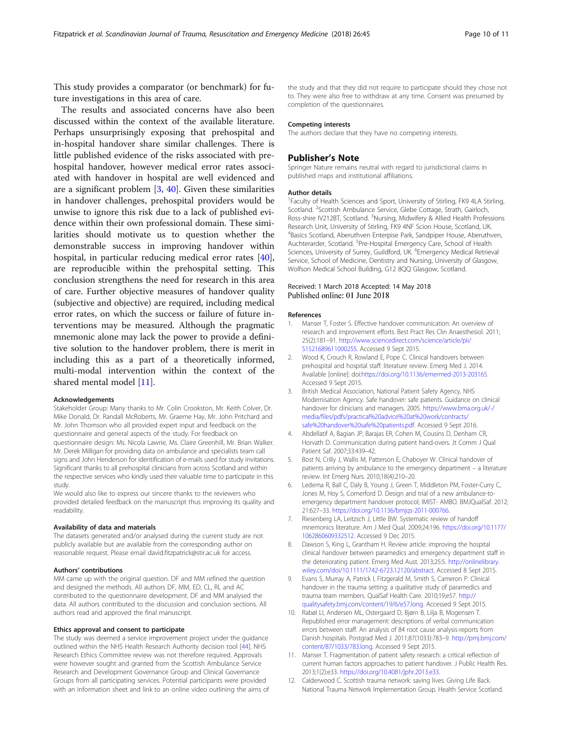This study provides a comparator (or benchmark) for future investigations in this area of care.

The results and associated concerns have also been discussed within the context of the available literature. Perhaps unsurprisingly exposing that prehospital and in-hospital handover share similar challenges. There is little published evidence of the risks associated with prehospital handover, however medical error rates associated with handover in hospital are well evidenced and are a significant problem [3, 40]. Given these similarities in handover challenges, prehospital providers would be unwise to ignore this risk due to a lack of published evidence within their own professional domain. These similarities should motivate us to question whether the demonstrable success in improving handover within hospital, in particular reducing medical error rates [40], are reproducible within the prehospital setting. This conclusion strengthens the need for research in this area of care. Further objective measures of handover quality (subjective and objective) are required, including medical error rates, on which the success or failure of future interventions may be measured. Although the pragmatic mnemonic alone may lack the power to provide a definitive solution to the handover problem, there is merit in including this as a part of a theoretically informed, multi-modal intervention within the context of the shared mental model [11].

#### Acknowledgements

Stakeholder Group: Many thanks to Mr. Colin Crookston, Mr. Keith Colver, Dr. Mike Donald, Dr. Randall McRoberts, Mr. Graeme Hay, Mr. John Pritchard and Mr. John Thomson who all provided expert input and feedback on the questionnaire and general aspects of the study. For feedback on questionnaire design: Ms. Nicola Lawrie, Ms. Claire Greenhill, Mr. Brian Walker. Mr. Derek Milligan for providing data on ambulance and specialists team call signs and John Henderson for identification of e-mails used for study invitations. Significant thanks to all prehospital clinicians from across Scotland and within the respective services who kindly used their valuable time to participate in this study.

We would also like to express our sincere thanks to the reviewers who provided detailed feedback on the manuscript thus improving its quality and readability.

#### Availability of data and materials

The datasets generated and/or analysed during the current study are not publicly available but are available from the corresponding author on reasonable request. Please email david.fitzpatrick@stir.ac.uk for access.

#### Authors' contributions

MM came up with the original question. DF and MM refined the question and designed the methods. All authors DF, MM, ED, CL, RL and AC contributed to the questionnaire development. DF and MM analysed the data. All authors contributed to the discussion and conclusion sections. All authors read and approved the final manuscript.

#### Ethics approval and consent to participate

The study was deemed a service improvement project under the guidance outlined within the NHS Health Research Authority decision tool [44]. NHS Research Ethics Committee review was not therefore required. Approvals were however sought and granted from the Scottish Ambulance Service Research and Development Governance Group and Clinical Governance Groups from all participating services. Potential participants were provided with an information sheet and link to an online video outlining the aims of the study and that they did not require to participate should they chose not to. They were also free to withdraw at any time. Consent was presumed by completion of the questionnaires.

#### Competing interests

The authors declare that they have no competing interests.

## Publisher's Note

Springer Nature remains neutral with regard to jurisdictional claims in published maps and institutional affiliations.

#### Author details

[1]Faculty of Health Sciences and Sport, University of Stirling, FK9 4LA Stirling, Scotland. [2]Scottish Ambulance Service, Glebe Cottage, Strath, Gairloch, Ross-shire IV212BT, Scotland. [3]Nursing, Midwifery & Allied Health Professions Research Unit, University of Stirling, FK9 4NF Scion House, Scotland, UK. [4]Basics Scotland, Aberuthven Enterpise Park, Sandpiper House, Aberuthven, Auchterarder, Scotland. [5]Pre-Hospital Emergency Care, School of Health Sciences, University of Surrey, Guildford, UK. [6]Emergency Medical Retrieval Service, School of Medicine, Dentistry and Nursing, University of Glasgow, Wolfson Medical School Building, G12 8QQ Glasgow, Scotland.

Received: 1 March 2018 Accepted: 14 May 2018
Published online: 01 June 2018

#### References

1. Manser T, Foster S. Effective handover communication: An overview of research and improvement efforts. Best Pract Res Clin Anaesthesiol. 2011; 25(2):181–91. http://www.sciencedirect.com/science/article/pii/S1521689611000255. Accessed 9 Sept 2015.
2. Wood K, Crouch R, Rowland E, Pope C. Clinical handovers between prehospital and hospital staff: literature review. Emerg Med J. 2014. Available [online]: doi:https://doi.org/10.1136/emermed-2013-203165. Accessed 9 Sept 2015.
3. British Medical Association, National Patient Safety Agency, NHS Modernisation Agency. Safe handover: safe patients. Guidance on clinical handover for clinicians and managers. 2005. https://www.bma.org.uk/-/media/files/pdfs/practical%20advice%20at%20work/contracts/safe%20handover%20safe%20patients.pdf. Accessed 9 Sept 2016.
4. Abdellatif A, Bagian JP, Barajas ER, Cohen M, Cousins D, Denham CR, Horvath D. Communication during patient hand-overs. Jt Comm J Qual Patient Saf. 2007;33:439–42.
5. Bost N, Crilly J, Wallis M, Patterson E, Chaboyer W. Clinical handover of patients arriving by ambulance to the emergency department – a literature review. Int Emerg Nurs. 2010;18(4):210–20.
6. Ledema R, Ball C, Daly B, Young J, Green T, Middleton PM, Foster-Curry C, Jones M, Hoy S, Comerford D. Design and trial of a new ambulance-to-emergency department handover protocol; IMIST- AMBO. BMJQualSaf. 2012; 21:627–33. https://doi.org/10.1136/bmjqs-2011-000766.
7. Riesenberg LA, Leitzsch J, Little BW. Systematic review of handoff mnemonics literature. Am J Med Qual. 2009;24:196. https://doi.org/10.1177/1062860609332512. Accessed 9 Dec 2015.
8. Dawson S, King L, Grantham H. Review article: improving the hospital clinical handover between paramedics and emergency department staff in the deteriorating patient. Emerg Med Aust. 2013;25:5. http://onlinelibrary.wiley.com/doi/10.1111/1742-6723.12120/abstract. Accessed 8 Sept 2015.
9. Evans S, Murray A, Patrick I, Fitzgerald M, Smith S, Cameron P. Clinical handover in the trauma setting: a qualitative study of paramedics and trauma team members. QualSaf Health Care. 2010;19;e57. http://qualitysafety.bmj.com/content/19/6/e57.long. Accessed 9 Sept 2015.
10. Rabøl LI, Andersen ML, Ostergaard D, Bjørn B, Lilja B, Mogensen T. Republished error management: descriptions of verbal communication errors between staff. An analysis of 84 root cause analysis-reports from Danish hospitals. Postgrad Med J. 2011;87(1033):783–9. http://pmj.bmj.com/content/87/1033/783.long. Accessed 9 Sept 2015.
11. Manser T. Fragmentation of patient safety research: a critical reflection of current human factors approaches to patient handover. J Public Health Res. 2013;1(2):e33. https://doi.org/10.4081/jphr.2013.e33.
12. Calderwood C. Scottish trauma network: saving lives. Giving Life Back. National Trauma Network Implementation Group. Health Service Scotland.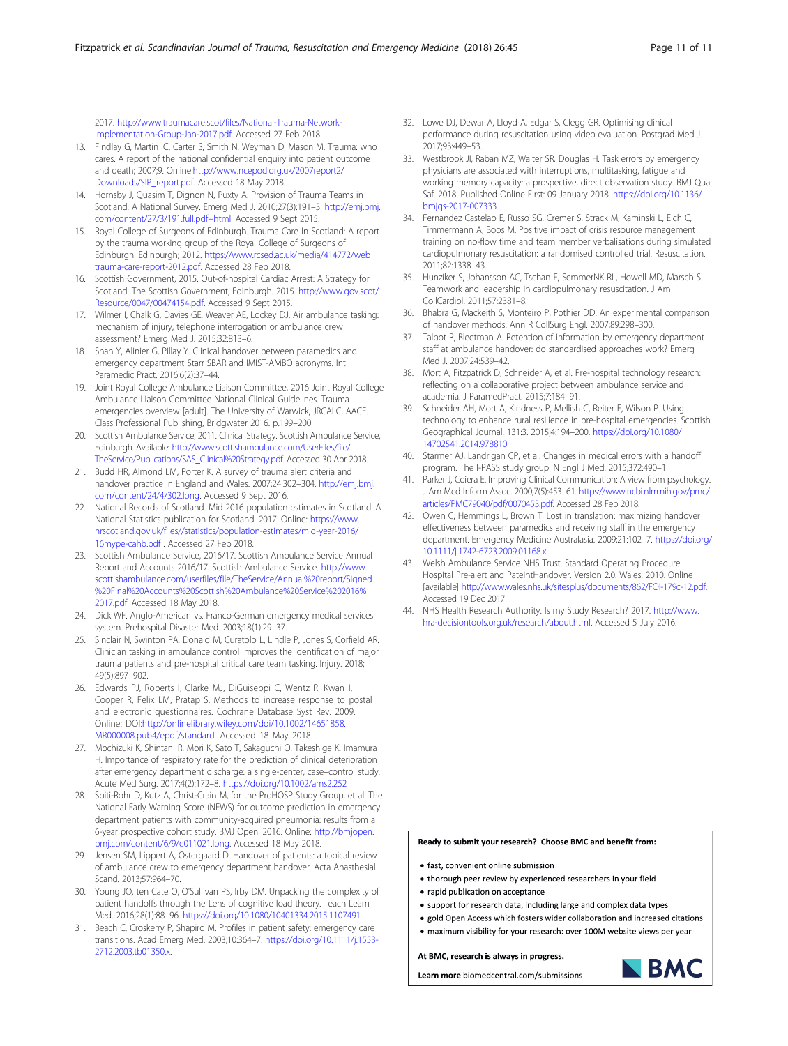2017. http://www.traumacare.scot/files/National-Trauma-Network-Implementation-Group-Jan-2017.pdf. Accessed 27 Feb 2018.

13. Findlay G, Martin IC, Carter S, Smith N, Weyman D, Mason M. Trauma: who cares. A report of the national confidential enquiry into patient outcome and death; 2007;9. Online:http://www.ncepod.org.uk/2007report2/Downloads/SIP_report.pdf. Accessed 18 May 2018.
14. Hornsby J, Quasim T, Dignon N, Puxty A. Provision of Trauma Teams in Scotland: A National Survey. Emerg Med J. 2010;27(3):191–3. http://emj.bmj.com/content/27/3/191.full.pdf+html. Accessed 9 Sept 2015.
15. Royal College of Surgeons of Edinburgh. Trauma Care In Scotland: A report by the trauma working group of the Royal College of Surgeons of Edinburgh. Edinburgh; 2012. https://www.rcsed.ac.uk/media/414772/web_trauma-care-report-2012.pdf. Accessed 28 Feb 2018.
16. Scottish Government, 2015. Out-of-hospital Cardiac Arrest: A Strategy for Scotland. The Scottish Government, Edinburgh. 2015. http://www.gov.scot/Resource/0047/00474154.pdf. Accessed 9 Sept 2015.
17. Wilmer I, Chalk G, Davies GE, Weaver AE, Lockey DJ. Air ambulance tasking: mechanism of injury, telephone interrogation or ambulance crew assessment? Emerg Med J. 2015;32:813–6.
18. Shah Y, Alinier G, Pillay Y. Clinical handover between paramedics and emergency department Starr SBAR and IMIST-AMBO acronyms. Int Paramedic Pract. 2016;6(2):37–44.
19. Joint Royal College Ambulance Liaison Committee, 2016 Joint Royal College Ambulance Liaison Committee National Clinical Guidelines. Trauma emergencies overview [adult]. The University of Warwick, JRCALC, AACE. Class Professional Publishing, Bridgwater 2016. p.199–200.
20. Scottish Ambulance Service, 2011. Clinical Strategy. Scottish Ambulance Service, Edinburgh. Available: http://www.scottishambulance.com/UserFiles/file/TheService/Publications/SAS_Clinical%20Strategy.pdf. Accessed 30 Apr 2018.
21. Budd HR, Almond LM, Porter K. A survey of trauma alert criteria and handover practice in England and Wales. 2007;24:302–304. http://emj.bmj.com/content/24/4/302.long. Accessed 9 Sept 2016.
22. National Records of Scotland. Mid 2016 population estimates in Scotland. A National Statistics publication for Scotland. 2017. Online: https://www.nrscotland.gov.uk/files//statistics/population-estimates/mid-year-2016/16mype-cahb.pdf . Accessed 27 Feb 2018.
23. Scottish Ambulance Service, 2016/17. Scottish Ambulance Service Annual Report and Accounts 2016/17. Scottish Ambulance Service. http://www.scottishambulance.com/userfiles/file/TheService/Annual%20report/Signed%20Final%20Accounts%20Scottish%20Ambulance%20Service%202016%2017.pdf. Accessed 18 May 2018.
24. Dick WF. Anglo-American vs. Franco-German emergency medical services system. Prehospital Disaster Med. 2003;18(1):29–37.
25. Sinclair N, Swinton PA, Donald M, Curatolo L, Lindle P, Jones S, Corfield AR. Clinician tasking in ambulance control improves the identification of major trauma patients and pre-hospital critical care team tasking. Injury. 2018;49(5):897–902.
26. Edwards PJ, Roberts I, Clarke MJ, DiGuiseppi C, Wentz R, Kwan I, Cooper R, Felix LM, Pratap S. Methods to increase response to postal and electronic questionnaires. Cochrane Database Syst Rev. 2009. Online: DOI:http://onlinelibrary.wiley.com/doi/10.1002/14651858.MR000008.pub4/epdf/standard. Accessed 18 May 2018.
27. Mochizuki K, Shintani R, Mori K, Sato T, Sakaguchi O, Takeshige K, Imamura H. Importance of respiratory rate for the prediction of clinical deterioration after emergency department discharge: a single-center, case–control study. Acute Med Surg. 2017;4(2):172–8. https://doi.org/10.1002/ams2.252
28. Sbiti-Rohr D, Kutz A, Christ-Crain M, for the ProHOSP Study Group, et al. The National Early Warning Score (NEWS) for outcome prediction in emergency department patients with community-acquired pneumonia: results from a 6-year prospective cohort study. BMJ Open. 2016. Online: http://bmjopen.bmj.com/content/6/9/e011021.long. Accessed 18 May 2018.
29. Jensen SM, Lippert A, Ostergaard D. Handover of patients: a topical review of ambulance crew to emergency department handover. Acta Anasthesial Scand. 2013;57:964–70.
30. Young JQ, ten Cate O, O'Sullivan PS, Irby DM. Unpacking the complexity of patient handoffs through the Lens of cognitive load theory. Teach Learn Med. 2016;28(1):88–96. https://doi.org/10.1080/10401334.2015.1107491.
31. Beach C, Croskerry P, Shapiro M. Profiles in patient safety: emergency care transitions. Acad Emerg Med. 2003;10:364–7. https://doi.org/10.1111/j.1553-2712.2003.tb01350.x.
32. Lowe DJ, Dewar A, Lloyd A, Edgar S, Clegg GR. Optimising clinical performance during resuscitation using video evaluation. Postgrad Med J. 2017;93:449–53.
33. Westbrook JI, Raban MZ, Walter SR, Douglas H. Task errors by emergency physicians are associated with interruptions, multitasking, fatigue and working memory capacity: a prospective, direct observation study. BMJ Qual Saf. 2018. Published Online First: 09 January 2018. https://doi.org/10.1136/bmjqs-2017-007333.
34. Fernandez Castelao E, Russo SG, Cremer S, Strack M, Kaminski L, Eich C, Timmermann A, Boos M. Positive impact of crisis resource management training on no-flow time and team member verbalisations during simulated cardiopulmonary resuscitation: a randomised controlled trial. Resuscitation. 2011;82:1338–43.
35. Hunziker S, Johansson AC, Tschan F, SemmerNK RL, Howell MD, Marsch S. Teamwork and leadership in cardiopulmonary resuscitation. J Am CollCardiol. 2011;57:2381–8.
36. Bhabra G, Mackeith S, Monteiro P, Pothier DD. An experimental comparison of handover methods. Ann R CollSurg Engl. 2007;89:298–300.
37. Talbot R, Bleetman A. Retention of information by emergency department staff at ambulance handover: do standardised approaches work? Emerg Med J. 2007;24:539–42.
38. Mort A, Fitzpatrick D, Schneider A, et al. Pre-hospital technology research: reflecting on a collaborative project between ambulance service and academia. J ParamedPract. 2015;7:184–91.
39. Schneider AH, Mort A, Kindness P, Mellish C, Reiter E, Wilson P. Using technology to enhance rural resilience in pre-hospital emergencies. Scottish Geographical Journal, 131:3. 2015;4:194–200. https://doi.org/10.1080/14702541.2014.978810.
40. Starmer AJ, Landrigan CP, et al. Changes in medical errors with a handoff program. The I-PASS study group. N Engl J Med. 2015;372:490–1.
41. Parker J, Coiera E. Improving Clinical Communication: A view from psychology. J Am Med Inform Assoc. 2000;7(5):453–61. https://www.ncbi.nlm.nih.gov/pmc/articles/PMC79040/pdf/0070453.pdf. Accessed 28 Feb 2018.
42. Owen C, Hemmings L, Brown T. Lost in translation: maximizing handover effectiveness between paramedics and receiving staff in the emergency department. Emergency Medicine Australasia. 2009;21:102–7. https://doi.org/10.1111/j.1742-6723.2009.01168.x.
43. Welsh Ambulance Service NHS Trust. Standard Operating Procedure Hospital Pre-alert and PateintHandover. Version 2.0. Wales, 2010. Online [available] http://www.wales.nhs.uk/sitesplus/documents/862/FOI-179c-12.pdf. Accessed 19 Dec 2017.
44. NHS Health Research Authority. Is my Study Research? 2017. http://www.hra-decisiontools.org.uk/research/about.html. Accessed 5 July 2016.

**Ready to submit your research? Choose BMC and benefit from:**

- fast, convenient online submission
- thorough peer review by experienced researchers in your field
- rapid publication on acceptance
- support for research data, including large and complex data types
- gold Open Access which fosters wider collaboration and increased citations
- maximum visibility for your research: over 100M website views per year

**At BMC, research is always in progress.**

**Learn more** biomedcentral.com/submissions